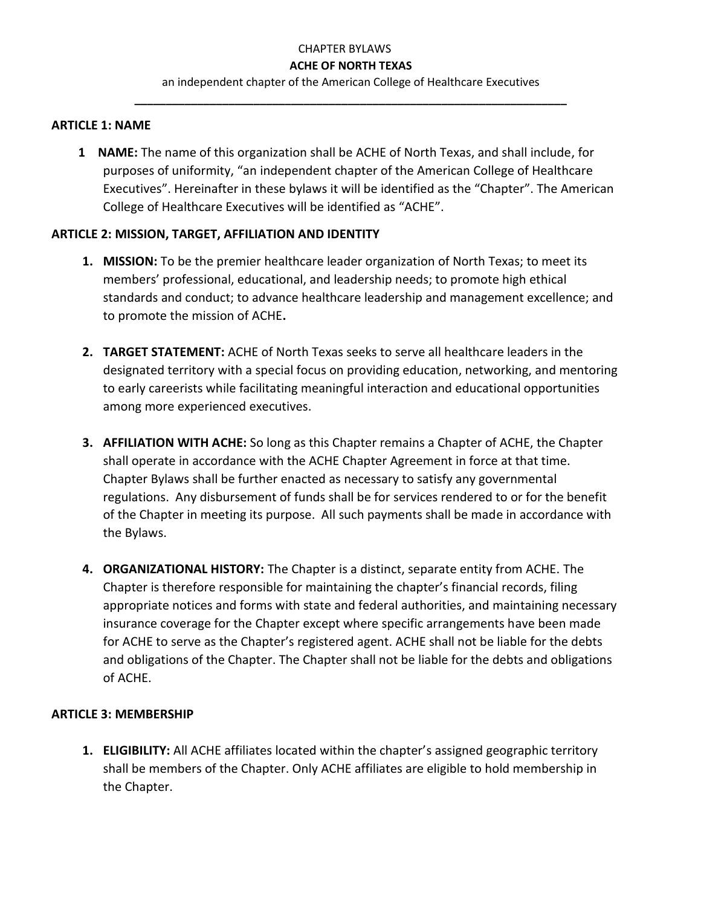CHAPTER BYLAWS

**ACHE OF NORTH TEXAS**

an independent chapter of the American College of Healthcare Executives

---

## ARTICLE 1: NAME

1 **NAME:** The name of this organization shall be ACHE of North Texas, and shall include, for purposes of uniformity, "an independent chapter of the American College of Healthcare Executives". Hereinafter in these bylaws it will be identified as the "Chapter". The American College of Healthcare Executives will be identified as "ACHE".

## ARTICLE 2: MISSION, TARGET, AFFILIATION AND IDENTITY

1. **MISSION:** To be the premier healthcare leader organization of North Texas; to meet its members' professional, educational, and leadership needs; to promote high ethical standards and conduct; to advance healthcare leadership and management excellence; and to promote the mission of ACHE**.**

2. **TARGET STATEMENT:** ACHE of North Texas seeks to serve all healthcare leaders in the designated territory with a special focus on providing education, networking, and mentoring to early careerists while facilitating meaningful interaction and educational opportunities among more experienced executives.

3. **AFFILIATION WITH ACHE:** So long as this Chapter remains a Chapter of ACHE, the Chapter shall operate in accordance with the ACHE Chapter Agreement in force at that time. Chapter Bylaws shall be further enacted as necessary to satisfy any governmental regulations. Any disbursement of funds shall be for services rendered to or for the benefit of the Chapter in meeting its purpose. All such payments shall be made in accordance with the Bylaws.

4. **ORGANIZATIONAL HISTORY:** The Chapter is a distinct, separate entity from ACHE. The Chapter is therefore responsible for maintaining the chapter's financial records, filing appropriate notices and forms with state and federal authorities, and maintaining necessary insurance coverage for the Chapter except where specific arrangements have been made for ACHE to serve as the Chapter's registered agent. ACHE shall not be liable for the debts and obligations of the Chapter. The Chapter shall not be liable for the debts and obligations of ACHE.

## ARTICLE 3: MEMBERSHIP

1. **ELIGIBILITY:** All ACHE affiliates located within the chapter's assigned geographic territory shall be members of the Chapter. Only ACHE affiliates are eligible to hold membership in the Chapter.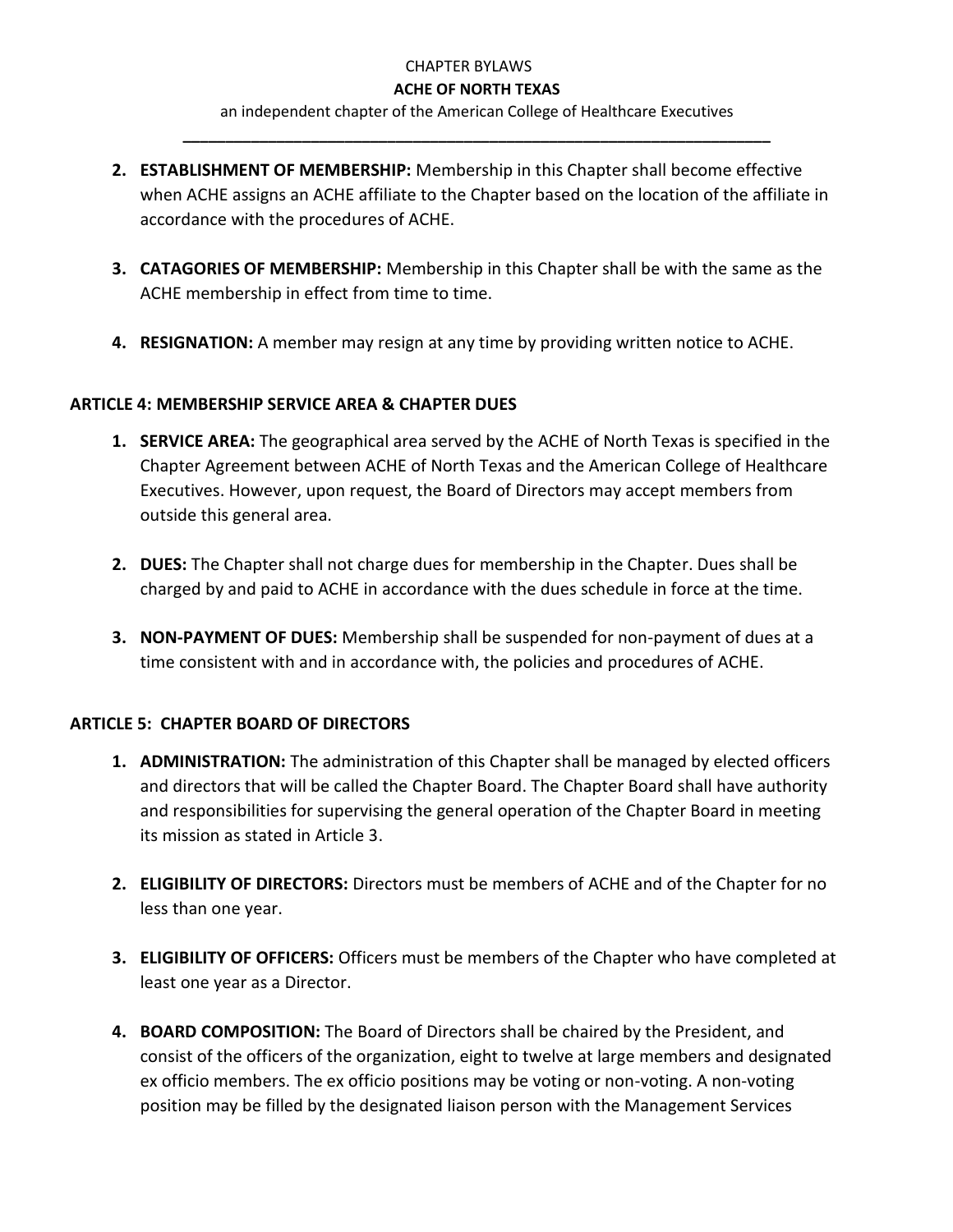2. **ESTABLISHMENT OF MEMBERSHIP:** Membership in this Chapter shall become effective when ACHE assigns an ACHE affiliate to the Chapter based on the location of the affiliate in accordance with the procedures of ACHE.

3. **CATAGORIES OF MEMBERSHIP:** Membership in this Chapter shall be with the same as the ACHE membership in effect from time to time.

4. **RESIGNATION:** A member may resign at any time by providing written notice to ACHE.

## ARTICLE 4: MEMBERSHIP SERVICE AREA & CHAPTER DUES

1. **SERVICE AREA:** The geographical area served by the ACHE of North Texas is specified in the Chapter Agreement between ACHE of North Texas and the American College of Healthcare Executives. However, upon request, the Board of Directors may accept members from outside this general area.

2. **DUES:** The Chapter shall not charge dues for membership in the Chapter. Dues shall be charged by and paid to ACHE in accordance with the dues schedule in force at the time.

3. **NON-PAYMENT OF DUES:** Membership shall be suspended for non-payment of dues at a time consistent with and in accordance with, the policies and procedures of ACHE.

## ARTICLE 5: CHAPTER BOARD OF DIRECTORS

1. **ADMINISTRATION:** The administration of this Chapter shall be managed by elected officers and directors that will be called the Chapter Board. The Chapter Board shall have authority and responsibilities for supervising the general operation of the Chapter Board in meeting its mission as stated in Article 3.

2. **ELIGIBILITY OF DIRECTORS:** Directors must be members of ACHE and of the Chapter for no less than one year.

3. **ELIGIBILITY OF OFFICERS:** Officers must be members of the Chapter who have completed at least one year as a Director.

4. **BOARD COMPOSITION:** The Board of Directors shall be chaired by the President, and consist of the officers of the organization, eight to twelve at large members and designated ex officio members. The ex officio positions may be voting or non-voting. A non-voting position may be filled by the designated liaison person with the Management Services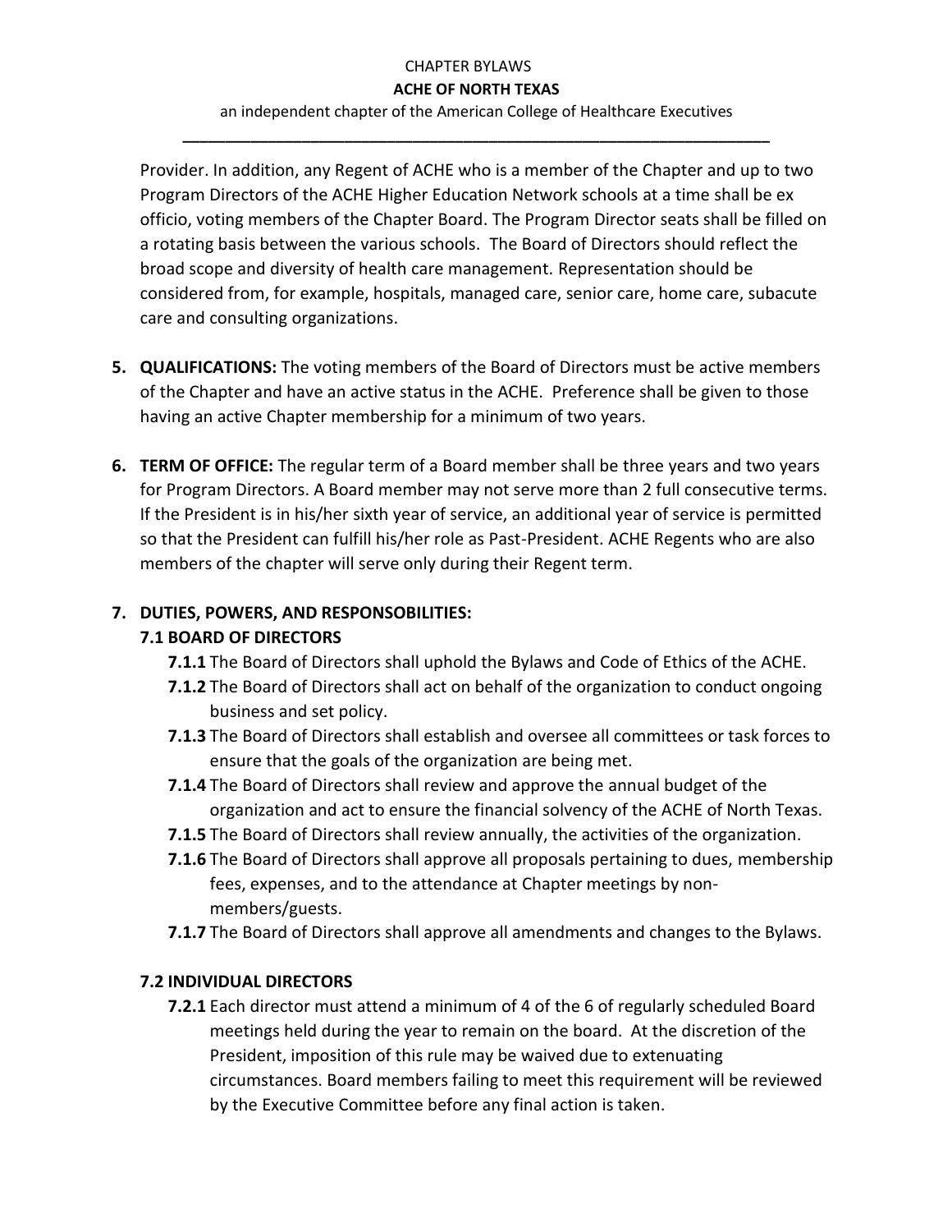Provider. In addition, any Regent of ACHE who is a member of the Chapter and up to two Program Directors of the ACHE Higher Education Network schools at a time shall be ex officio, voting members of the Chapter Board. The Program Director seats shall be filled on a rotating basis between the various schools. The Board of Directors should reflect the broad scope and diversity of health care management. Representation should be considered from, for example, hospitals, managed care, senior care, home care, subacute care and consulting organizations.

5. **QUALIFICATIONS:** The voting members of the Board of Directors must be active members of the Chapter and have an active status in the ACHE. Preference shall be given to those having an active Chapter membership for a minimum of two years.

6. **TERM OF OFFICE:** The regular term of a Board member shall be three years and two years for Program Directors. A Board member may not serve more than 2 full consecutive terms. If the President is in his/her sixth year of service, an additional year of service is permitted so that the President can fulfill his/her role as Past-President. ACHE Regents who are also members of the chapter will serve only during their Regent term.

7. **DUTIES, POWERS, AND RESPONSOBILITIES:**

**7.1 BOARD OF DIRECTORS**

- **7.1.1** The Board of Directors shall uphold the Bylaws and Code of Ethics of the ACHE.
- **7.1.2** The Board of Directors shall act on behalf of the organization to conduct ongoing business and set policy.
- **7.1.3** The Board of Directors shall establish and oversee all committees or task forces to ensure that the goals of the organization are being met.
- **7.1.4** The Board of Directors shall review and approve the annual budget of the organization and act to ensure the financial solvency of the ACHE of North Texas.
- **7.1.5** The Board of Directors shall review annually, the activities of the organization.
- **7.1.6** The Board of Directors shall approve all proposals pertaining to dues, membership fees, expenses, and to the attendance at Chapter meetings by non-members/guests.
- **7.1.7** The Board of Directors shall approve all amendments and changes to the Bylaws.

**7.2 INDIVIDUAL DIRECTORS**

- **7.2.1** Each director must attend a minimum of 4 of the 6 of regularly scheduled Board meetings held during the year to remain on the board. At the discretion of the President, imposition of this rule may be waived due to extenuating circumstances. Board members failing to meet this requirement will be reviewed by the Executive Committee before any final action is taken.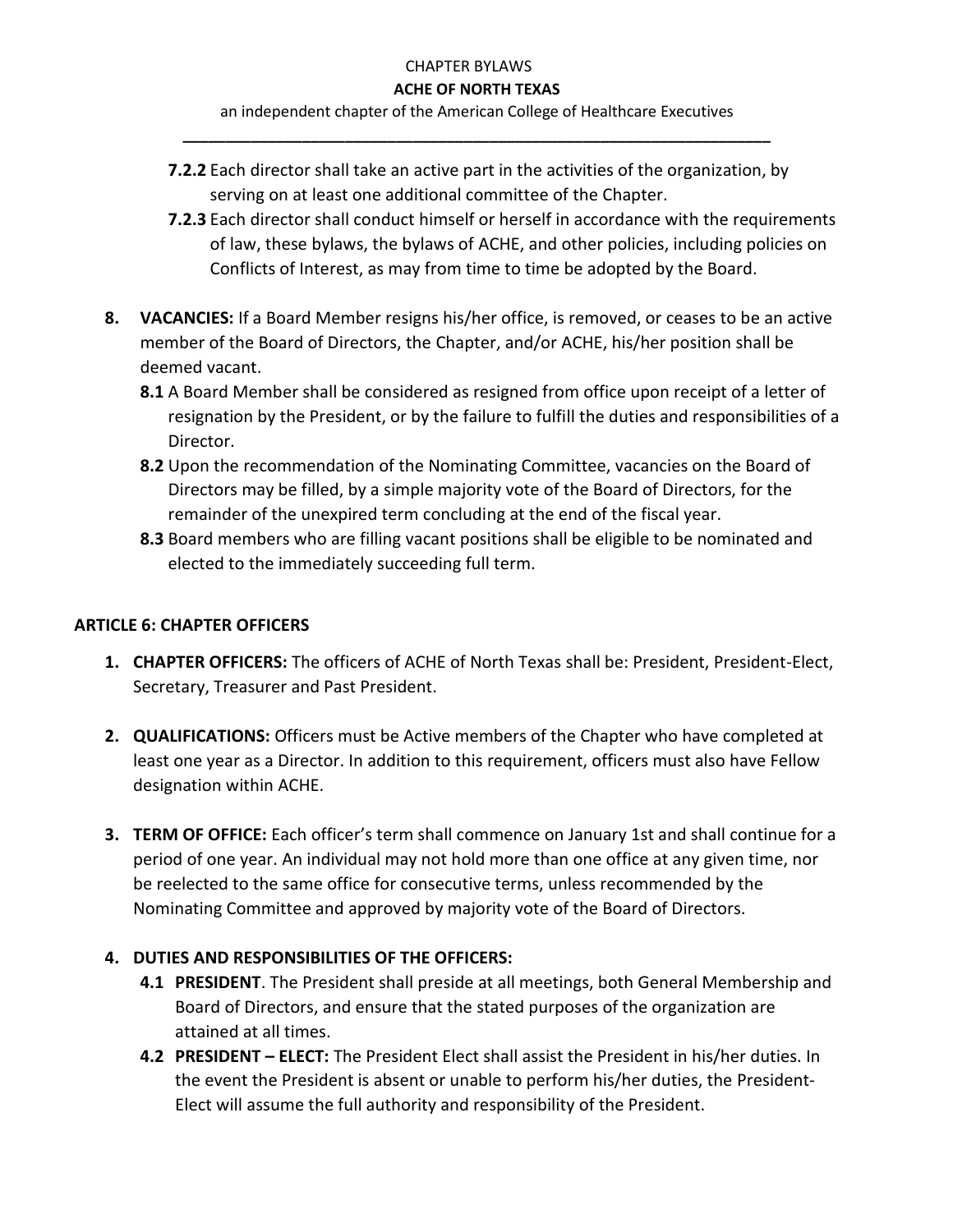**7.2.2** Each director shall take an active part in the activities of the organization, by serving on at least one additional committee of the Chapter.

**7.2.3** Each director shall conduct himself or herself in accordance with the requirements of law, these bylaws, the bylaws of ACHE, and other policies, including policies on Conflicts of Interest, as may from time to time be adopted by the Board.

**8. VACANCIES:** If a Board Member resigns his/her office, is removed, or ceases to be an active member of the Board of Directors, the Chapter, and/or ACHE, his/her position shall be deemed vacant.

**8.1** A Board Member shall be considered as resigned from office upon receipt of a letter of resignation by the President, or by the failure to fulfill the duties and responsibilities of a Director.

**8.2** Upon the recommendation of the Nominating Committee, vacancies on the Board of Directors may be filled, by a simple majority vote of the Board of Directors, for the remainder of the unexpired term concluding at the end of the fiscal year.

**8.3** Board members who are filling vacant positions shall be eligible to be nominated and elected to the immediately succeeding full term.

## ARTICLE 6: CHAPTER OFFICERS

**1. CHAPTER OFFICERS:** The officers of ACHE of North Texas shall be: President, President-Elect, Secretary, Treasurer and Past President.

**2. QUALIFICATIONS:** Officers must be Active members of the Chapter who have completed at least one year as a Director. In addition to this requirement, officers must also have Fellow designation within ACHE.

**3. TERM OF OFFICE:** Each officer's term shall commence on January 1st and shall continue for a period of one year. An individual may not hold more than one office at any given time, nor be reelected to the same office for consecutive terms, unless recommended by the Nominating Committee and approved by majority vote of the Board of Directors.

**4. DUTIES AND RESPONSIBILITIES OF THE OFFICERS:**

**4.1 PRESIDENT**. The President shall preside at all meetings, both General Membership and Board of Directors, and ensure that the stated purposes of the organization are attained at all times.

**4.2 PRESIDENT – ELECT:** The President Elect shall assist the President in his/her duties. In the event the President is absent or unable to perform his/her duties, the President-Elect will assume the full authority and responsibility of the President.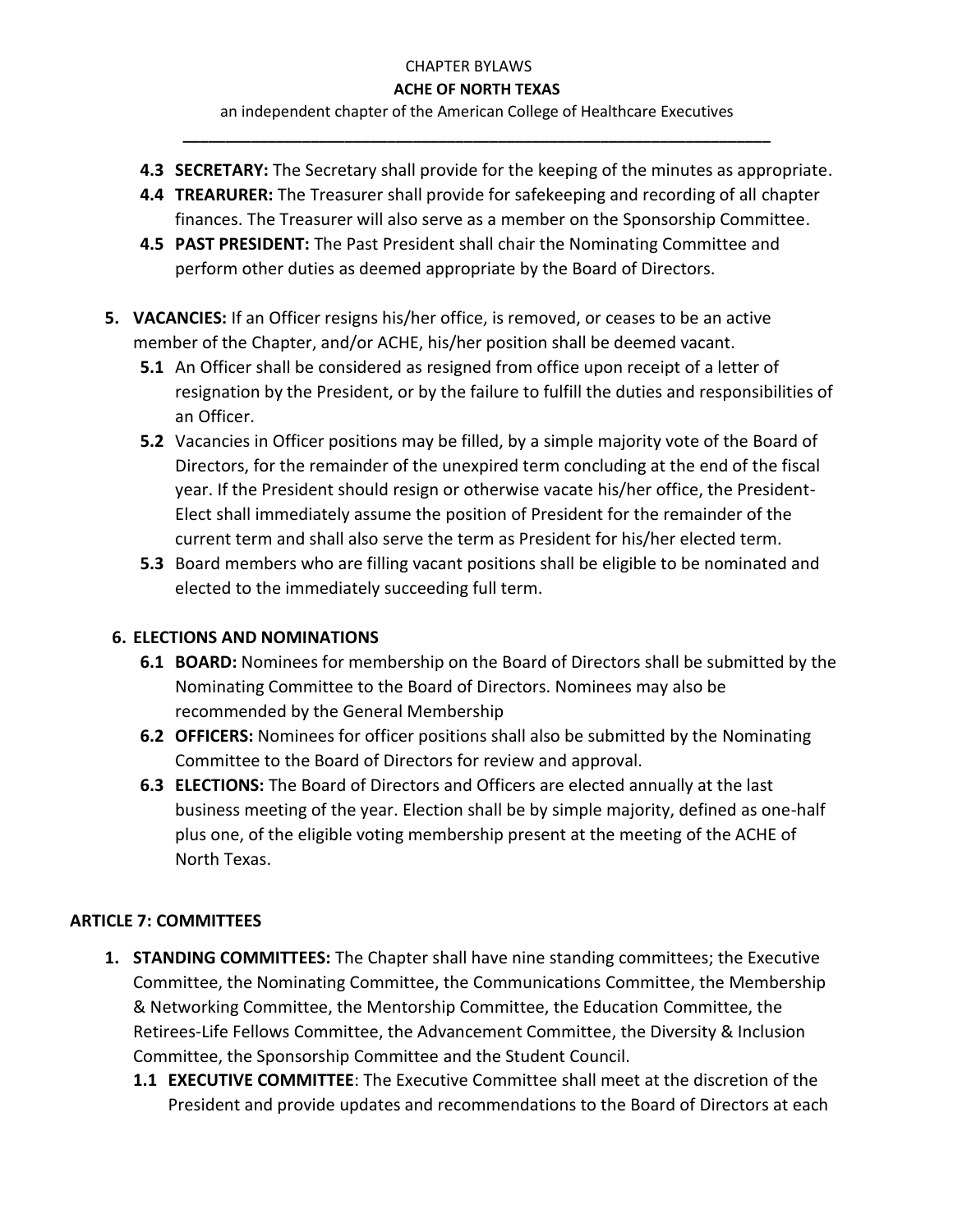- **4.3 SECRETARY:** The Secretary shall provide for the keeping of the minutes as appropriate.
- **4.4 TREARURER:** The Treasurer shall provide for safekeeping and recording of all chapter finances. The Treasurer will also serve as a member on the Sponsorship Committee.
- **4.5 PAST PRESIDENT:** The Past President shall chair the Nominating Committee and perform other duties as deemed appropriate by the Board of Directors.

5. **VACANCIES:** If an Officer resigns his/her office, is removed, or ceases to be an active member of the Chapter, and/or ACHE, his/her position shall be deemed vacant.
   - **5.1** An Officer shall be considered as resigned from office upon receipt of a letter of resignation by the President, or by the failure to fulfill the duties and responsibilities of an Officer.
   - **5.2** Vacancies in Officer positions may be filled, by a simple majority vote of the Board of Directors, for the remainder of the unexpired term concluding at the end of the fiscal year. If the President should resign or otherwise vacate his/her office, the President-Elect shall immediately assume the position of President for the remainder of the current term and shall also serve the term as President for his/her elected term.
   - **5.3** Board members who are filling vacant positions shall be eligible to be nominated and elected to the immediately succeeding full term.

6. **ELECTIONS AND NOMINATIONS**
   - **6.1 BOARD:** Nominees for membership on the Board of Directors shall be submitted by the Nominating Committee to the Board of Directors. Nominees may also be recommended by the General Membership
   - **6.2 OFFICERS:** Nominees for officer positions shall also be submitted by the Nominating Committee to the Board of Directors for review and approval.
   - **6.3 ELECTIONS:** The Board of Directors and Officers are elected annually at the last business meeting of the year. Election shall be by simple majority, defined as one-half plus one, of the eligible voting membership present at the meeting of the ACHE of North Texas.

## ARTICLE 7: COMMITTEES

1. **STANDING COMMITTEES:** The Chapter shall have nine standing committees; the Executive Committee, the Nominating Committee, the Communications Committee, the Membership & Networking Committee, the Mentorship Committee, the Education Committee, the Retirees-Life Fellows Committee, the Advancement Committee, the Diversity & Inclusion Committee, the Sponsorship Committee and the Student Council.
   - **1.1 EXECUTIVE COMMITTEE**: The Executive Committee shall meet at the discretion of the President and provide updates and recommendations to the Board of Directors at each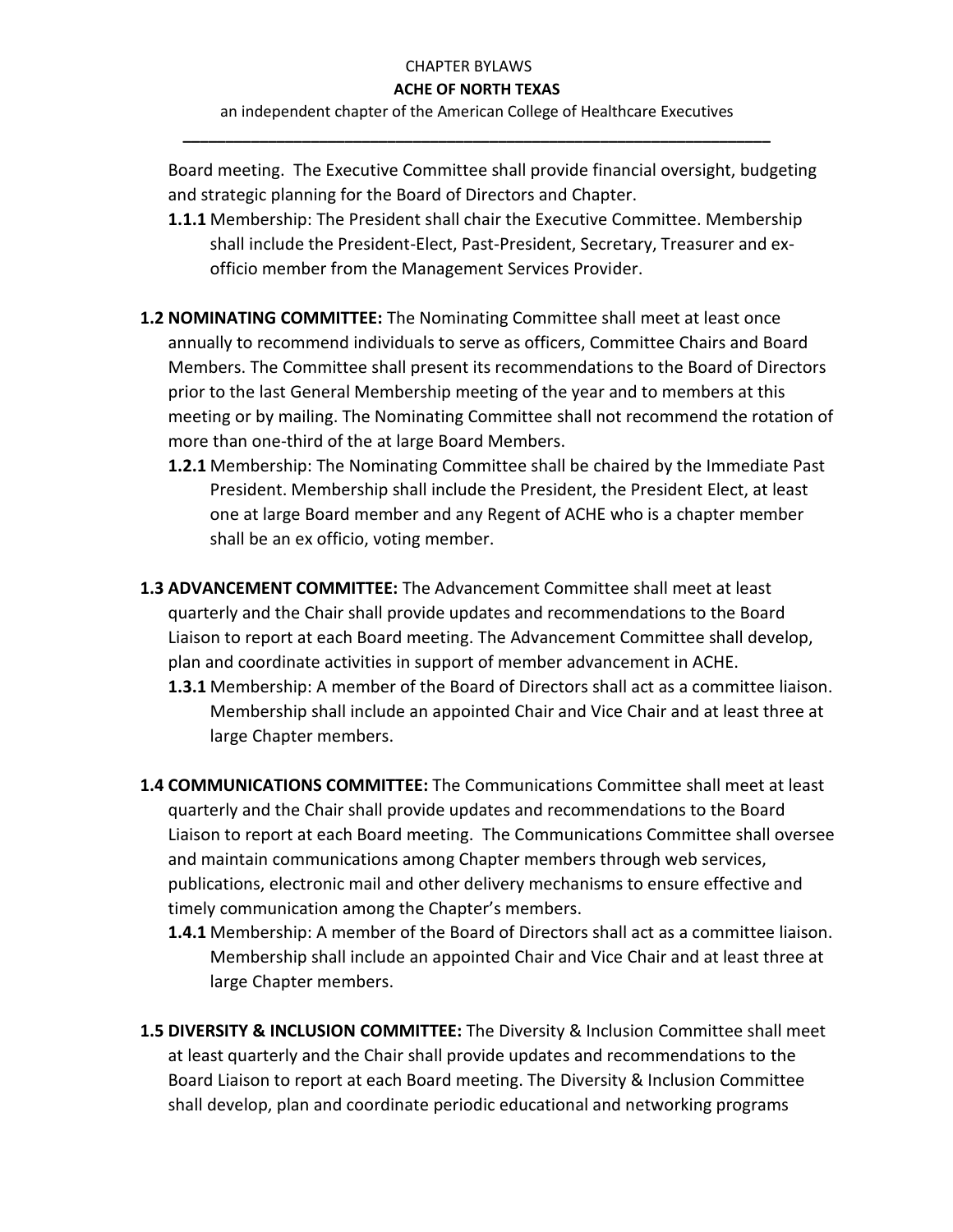Board meeting. The Executive Committee shall provide financial oversight, budgeting and strategic planning for the Board of Directors and Chapter.

**1.1.1** Membership: The President shall chair the Executive Committee. Membership shall include the President-Elect, Past-President, Secretary, Treasurer and ex-officio member from the Management Services Provider.

**1.2 NOMINATING COMMITTEE:** The Nominating Committee shall meet at least once annually to recommend individuals to serve as officers, Committee Chairs and Board Members. The Committee shall present its recommendations to the Board of Directors prior to the last General Membership meeting of the year and to members at this meeting or by mailing. The Nominating Committee shall not recommend the rotation of more than one-third of the at large Board Members.

**1.2.1** Membership: The Nominating Committee shall be chaired by the Immediate Past President. Membership shall include the President, the President Elect, at least one at large Board member and any Regent of ACHE who is a chapter member shall be an ex officio, voting member.

**1.3 ADVANCEMENT COMMITTEE:** The Advancement Committee shall meet at least quarterly and the Chair shall provide updates and recommendations to the Board Liaison to report at each Board meeting. The Advancement Committee shall develop, plan and coordinate activities in support of member advancement in ACHE.

**1.3.1** Membership: A member of the Board of Directors shall act as a committee liaison. Membership shall include an appointed Chair and Vice Chair and at least three at large Chapter members.

**1.4 COMMUNICATIONS COMMITTEE:** The Communications Committee shall meet at least quarterly and the Chair shall provide updates and recommendations to the Board Liaison to report at each Board meeting. The Communications Committee shall oversee and maintain communications among Chapter members through web services, publications, electronic mail and other delivery mechanisms to ensure effective and timely communication among the Chapter's members.

**1.4.1** Membership: A member of the Board of Directors shall act as a committee liaison. Membership shall include an appointed Chair and Vice Chair and at least three at large Chapter members.

**1.5 DIVERSITY & INCLUSION COMMITTEE:** The Diversity & Inclusion Committee shall meet at least quarterly and the Chair shall provide updates and recommendations to the Board Liaison to report at each Board meeting. The Diversity & Inclusion Committee shall develop, plan and coordinate periodic educational and networking programs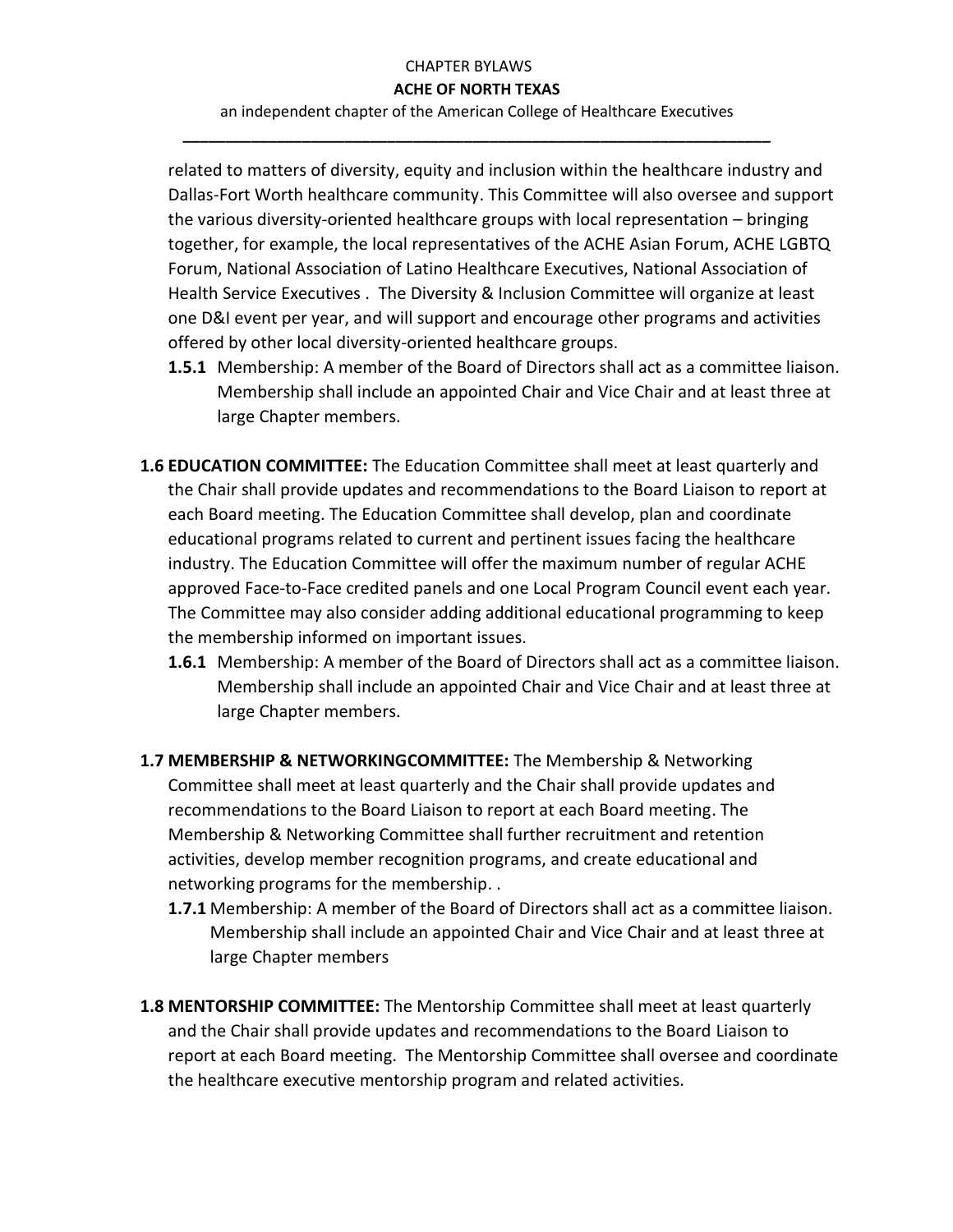related to matters of diversity, equity and inclusion within the healthcare industry and Dallas-Fort Worth healthcare community. This Committee will also oversee and support the various diversity-oriented healthcare groups with local representation – bringing together, for example, the local representatives of the ACHE Asian Forum, ACHE LGBTQ Forum, National Association of Latino Healthcare Executives, National Association of Health Service Executives . The Diversity & Inclusion Committee will organize at least one D&I event per year, and will support and encourage other programs and activities offered by other local diversity-oriented healthcare groups.

- **1.5.1** Membership: A member of the Board of Directors shall act as a committee liaison. Membership shall include an appointed Chair and Vice Chair and at least three at large Chapter members.

**1.6 EDUCATION COMMITTEE:** The Education Committee shall meet at least quarterly and the Chair shall provide updates and recommendations to the Board Liaison to report at each Board meeting. The Education Committee shall develop, plan and coordinate educational programs related to current and pertinent issues facing the healthcare industry. The Education Committee will offer the maximum number of regular ACHE approved Face-to-Face credited panels and one Local Program Council event each year. The Committee may also consider adding additional educational programming to keep the membership informed on important issues.

- **1.6.1** Membership: A member of the Board of Directors shall act as a committee liaison. Membership shall include an appointed Chair and Vice Chair and at least three at large Chapter members.

**1.7 MEMBERSHIP & NETWORKINGCOMMITTEE:** The Membership & Networking Committee shall meet at least quarterly and the Chair shall provide updates and recommendations to the Board Liaison to report at each Board meeting. The Membership & Networking Committee shall further recruitment and retention activities, develop member recognition programs, and create educational and networking programs for the membership. .

- **1.7.1** Membership: A member of the Board of Directors shall act as a committee liaison. Membership shall include an appointed Chair and Vice Chair and at least three at large Chapter members

**1.8 MENTORSHIP COMMITTEE:** The Mentorship Committee shall meet at least quarterly and the Chair shall provide updates and recommendations to the Board Liaison to report at each Board meeting. The Mentorship Committee shall oversee and coordinate the healthcare executive mentorship program and related activities.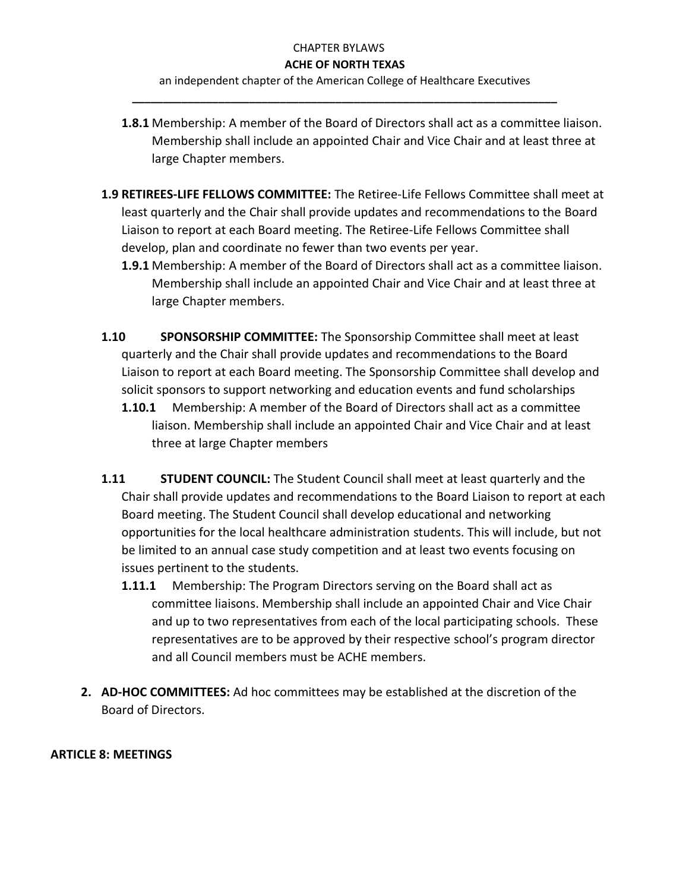**1.8.1** Membership: A member of the Board of Directors shall act as a committee liaison. Membership shall include an appointed Chair and Vice Chair and at least three at large Chapter members.

**1.9 RETIREES-LIFE FELLOWS COMMITTEE:** The Retiree-Life Fellows Committee shall meet at least quarterly and the Chair shall provide updates and recommendations to the Board Liaison to report at each Board meeting. The Retiree-Life Fellows Committee shall develop, plan and coordinate no fewer than two events per year.

**1.9.1** Membership: A member of the Board of Directors shall act as a committee liaison. Membership shall include an appointed Chair and Vice Chair and at least three at large Chapter members.

**1.10 SPONSORSHIP COMMITTEE:** The Sponsorship Committee shall meet at least quarterly and the Chair shall provide updates and recommendations to the Board Liaison to report at each Board meeting. The Sponsorship Committee shall develop and solicit sponsors to support networking and education events and fund scholarships

**1.10.1** Membership: A member of the Board of Directors shall act as a committee liaison. Membership shall include an appointed Chair and Vice Chair and at least three at large Chapter members

**1.11 STUDENT COUNCIL:** The Student Council shall meet at least quarterly and the Chair shall provide updates and recommendations to the Board Liaison to report at each Board meeting. The Student Council shall develop educational and networking opportunities for the local healthcare administration students. This will include, but not be limited to an annual case study competition and at least two events focusing on issues pertinent to the students.

**1.11.1** Membership: The Program Directors serving on the Board shall act as committee liaisons. Membership shall include an appointed Chair and Vice Chair and up to two representatives from each of the local participating schools. These representatives are to be approved by their respective school's program director and all Council members must be ACHE members.

**2. AD-HOC COMMITTEES:** Ad hoc committees may be established at the discretion of the Board of Directors.

## ARTICLE 8: MEETINGS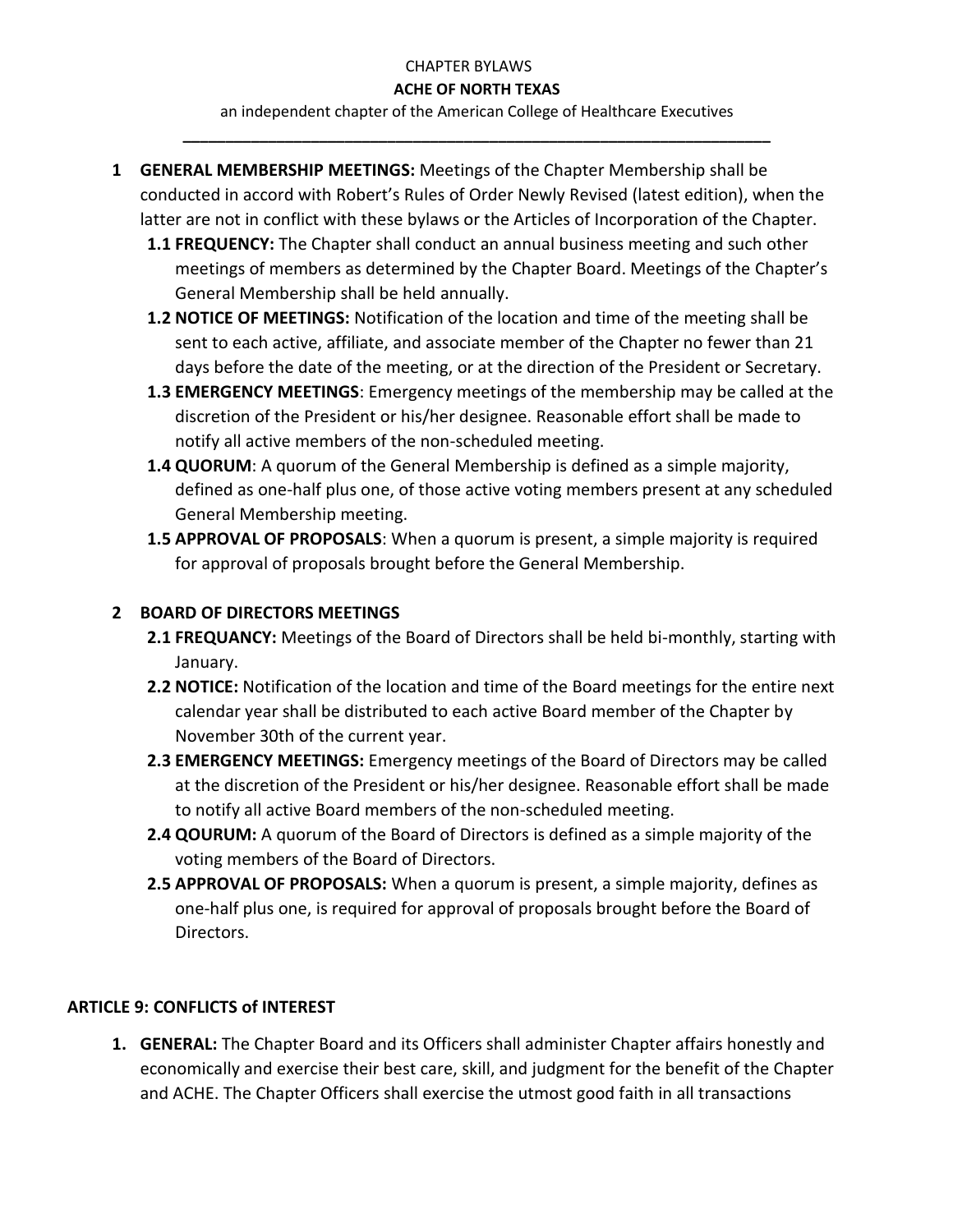CHAPTER BYLAWS

**ACHE OF NORTH TEXAS**

an independent chapter of the American College of Healthcare Executives

---

1 **GENERAL MEMBERSHIP MEETINGS:** Meetings of the Chapter Membership shall be conducted in accord with Robert's Rules of Order Newly Revised (latest edition), when the latter are not in conflict with these bylaws or the Articles of Incorporation of the Chapter.

- **1.1 FREQUENCY:** The Chapter shall conduct an annual business meeting and such other meetings of members as determined by the Chapter Board. Meetings of the Chapter's General Membership shall be held annually.
- **1.2 NOTICE OF MEETINGS:** Notification of the location and time of the meeting shall be sent to each active, affiliate, and associate member of the Chapter no fewer than 21 days before the date of the meeting, or at the direction of the President or Secretary.
- **1.3 EMERGENCY MEETINGS**: Emergency meetings of the membership may be called at the discretion of the President or his/her designee. Reasonable effort shall be made to notify all active members of the non-scheduled meeting.
- **1.4 QUORUM**: A quorum of the General Membership is defined as a simple majority, defined as one-half plus one, of those active voting members present at any scheduled General Membership meeting.
- **1.5 APPROVAL OF PROPOSALS**: When a quorum is present, a simple majority is required for approval of proposals brought before the General Membership.

2 **BOARD OF DIRECTORS MEETINGS**

- **2.1 FREQUANCY:** Meetings of the Board of Directors shall be held bi-monthly, starting with January.
- **2.2 NOTICE:** Notification of the location and time of the Board meetings for the entire next calendar year shall be distributed to each active Board member of the Chapter by November 30th of the current year.
- **2.3 EMERGENCY MEETINGS:** Emergency meetings of the Board of Directors may be called at the discretion of the President or his/her designee. Reasonable effort shall be made to notify all active Board members of the non-scheduled meeting.
- **2.4 QOURUM:** A quorum of the Board of Directors is defined as a simple majority of the voting members of the Board of Directors.
- **2.5 APPROVAL OF PROPOSALS:** When a quorum is present, a simple majority, defines as one-half plus one, is required for approval of proposals brought before the Board of Directors.

**ARTICLE 9: CONFLICTS of INTEREST**

1. **GENERAL:** The Chapter Board and its Officers shall administer Chapter affairs honestly and economically and exercise their best care, skill, and judgment for the benefit of the Chapter and ACHE. The Chapter Officers shall exercise the utmost good faith in all transactions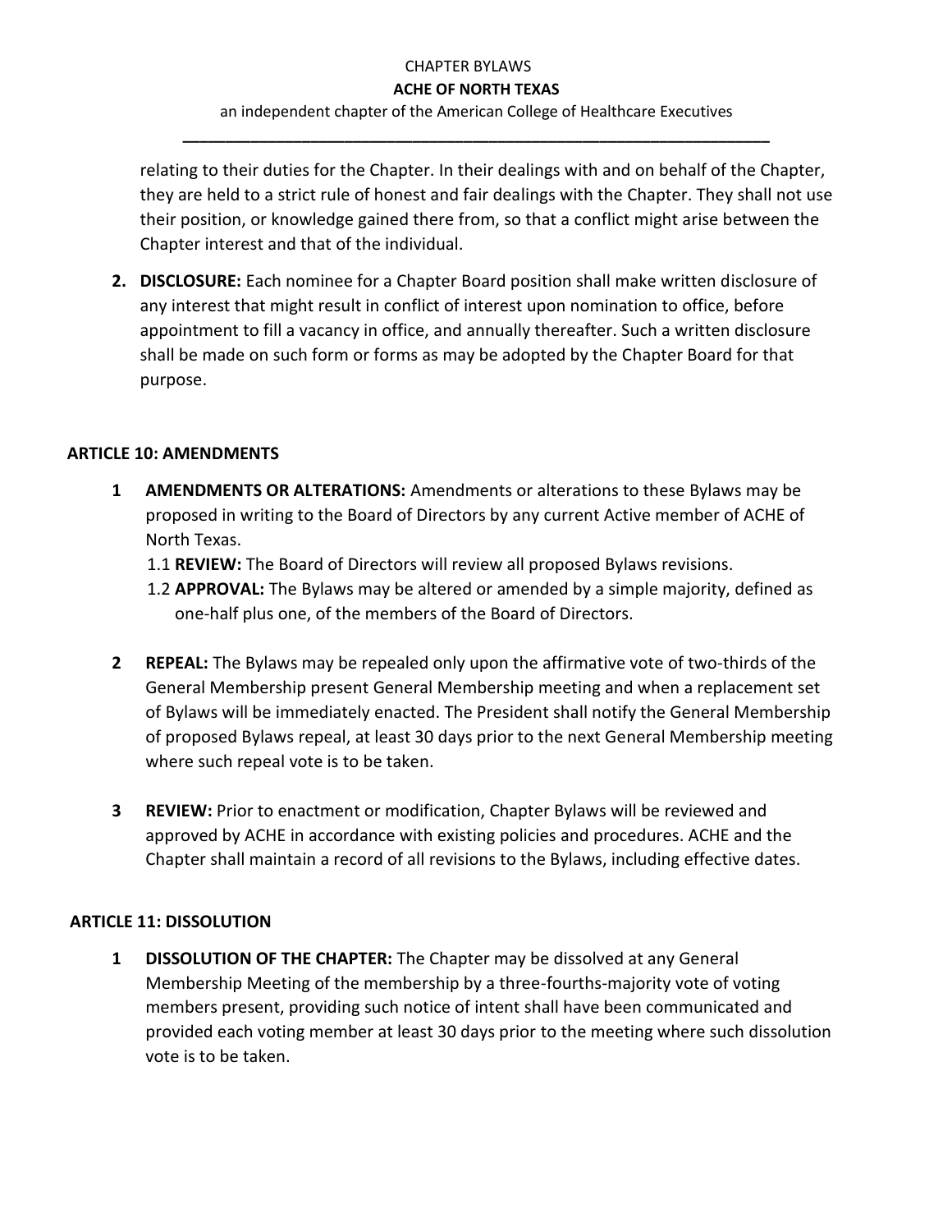relating to their duties for the Chapter. In their dealings with and on behalf of the Chapter, they are held to a strict rule of honest and fair dealings with the Chapter. They shall not use their position, or knowledge gained there from, so that a conflict might arise between the Chapter interest and that of the individual.

2. **DISCLOSURE:** Each nominee for a Chapter Board position shall make written disclosure of any interest that might result in conflict of interest upon nomination to office, before appointment to fill a vacancy in office, and annually thereafter. Such a written disclosure shall be made on such form or forms as may be adopted by the Chapter Board for that purpose.

## ARTICLE 10: AMENDMENTS

1 **AMENDMENTS OR ALTERATIONS:** Amendments or alterations to these Bylaws may be proposed in writing to the Board of Directors by any current Active member of ACHE of North Texas.
   - 1.1 **REVIEW:** The Board of Directors will review all proposed Bylaws revisions.
   - 1.2 **APPROVAL:** The Bylaws may be altered or amended by a simple majority, defined as one-half plus one, of the members of the Board of Directors.

2 **REPEAL:** The Bylaws may be repealed only upon the affirmative vote of two-thirds of the General Membership present General Membership meeting and when a replacement set of Bylaws will be immediately enacted. The President shall notify the General Membership of proposed Bylaws repeal, at least 30 days prior to the next General Membership meeting where such repeal vote is to be taken.

3 **REVIEW:** Prior to enactment or modification, Chapter Bylaws will be reviewed and approved by ACHE in accordance with existing policies and procedures. ACHE and the Chapter shall maintain a record of all revisions to the Bylaws, including effective dates.

## ARTICLE 11: DISSOLUTION

1 **DISSOLUTION OF THE CHAPTER:** The Chapter may be dissolved at any General Membership Meeting of the membership by a three-fourths-majority vote of voting members present, providing such notice of intent shall have been communicated and provided each voting member at least 30 days prior to the meeting where such dissolution vote is to be taken.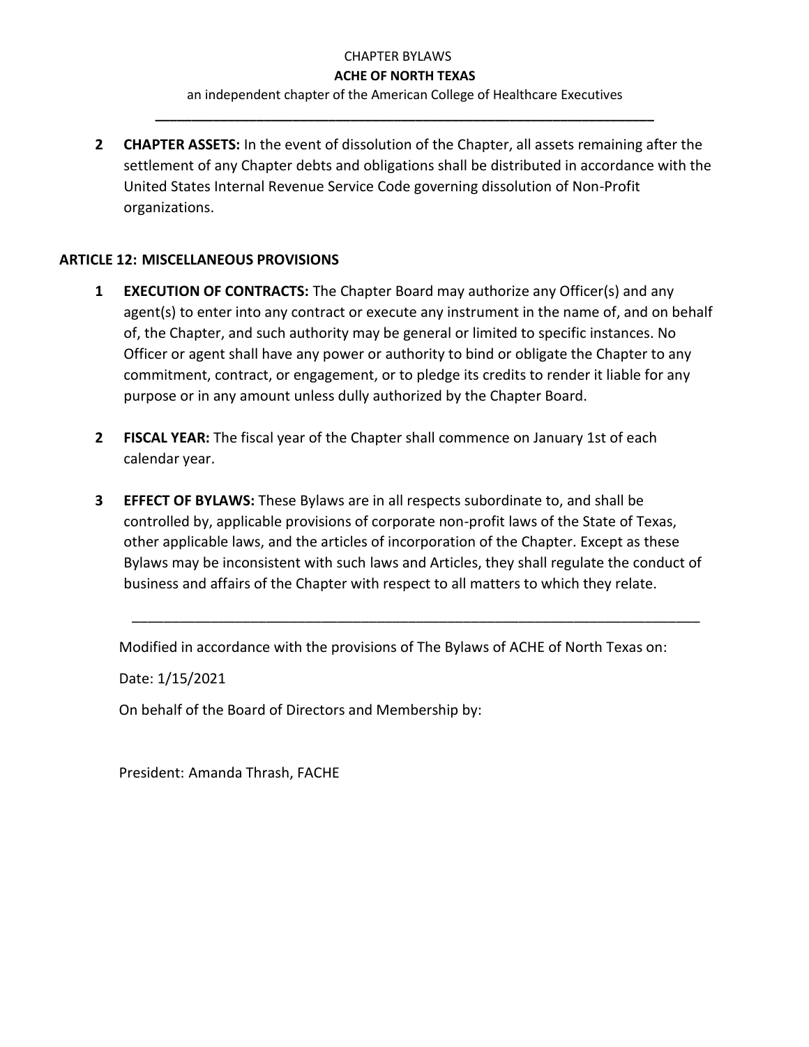2 **CHAPTER ASSETS:** In the event of dissolution of the Chapter, all assets remaining after the settlement of any Chapter debts and obligations shall be distributed in accordance with the United States Internal Revenue Service Code governing dissolution of Non-Profit organizations.

## ARTICLE 12: MISCELLANEOUS PROVISIONS

1 **EXECUTION OF CONTRACTS:** The Chapter Board may authorize any Officer(s) and any agent(s) to enter into any contract or execute any instrument in the name of, and on behalf of, the Chapter, and such authority may be general or limited to specific instances. No Officer or agent shall have any power or authority to bind or obligate the Chapter to any commitment, contract, or engagement, or to pledge its credits to render it liable for any purpose or in any amount unless dully authorized by the Chapter Board.

2 **FISCAL YEAR:** The fiscal year of the Chapter shall commence on January 1st of each calendar year.

3 **EFFECT OF BYLAWS:** These Bylaws are in all respects subordinate to, and shall be controlled by, applicable provisions of corporate non-profit laws of the State of Texas, other applicable laws, and the articles of incorporation of the Chapter. Except as these Bylaws may be inconsistent with such laws and Articles, they shall regulate the conduct of business and affairs of the Chapter with respect to all matters to which they relate.

---

Modified in accordance with the provisions of The Bylaws of ACHE of North Texas on:

Date: 1/15/2021

On behalf of the Board of Directors and Membership by:

President: Amanda Thrash, FACHE